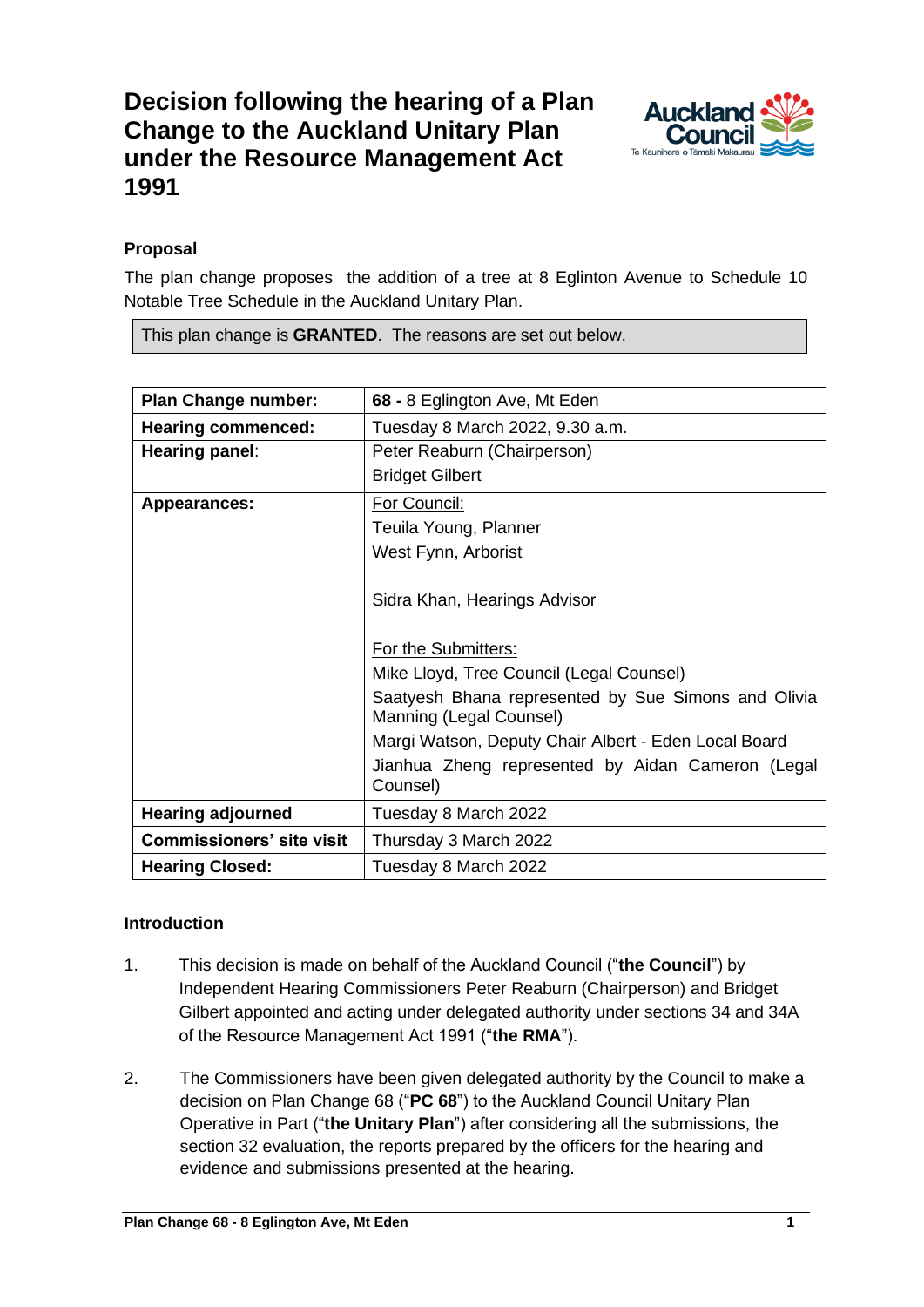# Decision following the hearing of a Plan Change to the Auckland Unitary Plan under the Resource Management Act 1991

**Proposal**

The plan change proposes the addition of a tree at 8 Eglinton Avenue to Schedule 10 Notable Tree Schedule in the Auckland Unitary Plan.

This plan change is **GRANTED**. The reasons are set out below.

| | |
|---|---|
| **Plan Change number:** | **68 -** 8 Eglington Ave, Mt Eden |
| **Hearing commenced:** | Tuesday 8 March 2022, 9.30 a.m. |
| **Hearing panel**: | Peter Reaburn (Chairperson)<br>Bridget Gilbert |
| **Appearances:** | For Council:<br>Teuila Young, Planner<br>West Fynn, Arborist<br><br>Sidra Khan, Hearings Advisor<br><br>For the Submitters:<br>Mike Lloyd, Tree Council (Legal Counsel)<br>Saatyesh Bhana represented by Sue Simons and Olivia Manning (Legal Counsel)<br>Margi Watson, Deputy Chair Albert - Eden Local Board<br>Jianhua Zheng represented by Aidan Cameron (Legal Counsel) |
| **Hearing adjourned** | Tuesday 8 March 2022 |
| **Commissioners' site visit** | Thursday 3 March 2022 |
| **Hearing Closed:** | Tuesday 8 March 2022 |

**Introduction**

1. This decision is made on behalf of the Auckland Council ("**the Council**") by Independent Hearing Commissioners Peter Reaburn (Chairperson) and Bridget Gilbert appointed and acting under delegated authority under sections 34 and 34A of the Resource Management Act 1991 ("**the RMA**").

2. The Commissioners have been given delegated authority by the Council to make a decision on Plan Change 68 ("**PC 68**") to the Auckland Council Unitary Plan Operative in Part ("**the Unitary Plan**") after considering all the submissions, the section 32 evaluation, the reports prepared by the officers for the hearing and evidence and submissions presented at the hearing.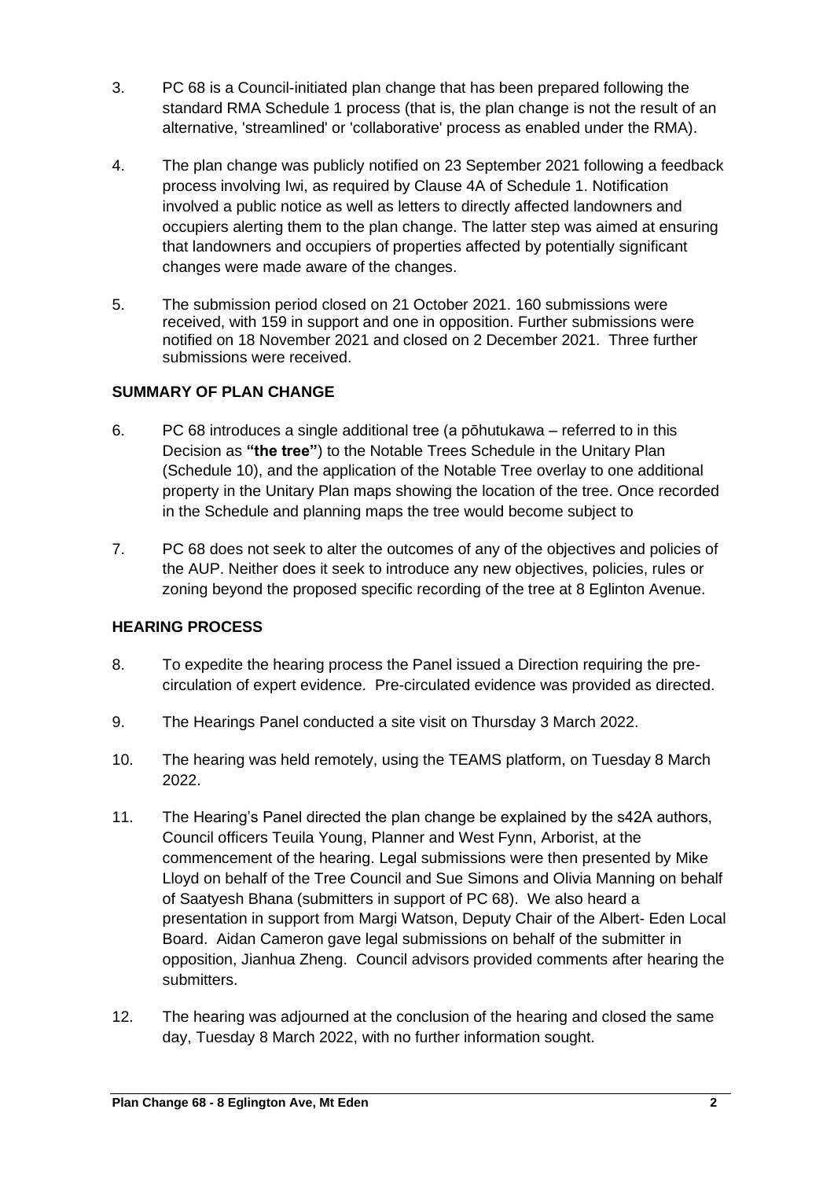3. PC 68 is a Council-initiated plan change that has been prepared following the standard RMA Schedule 1 process (that is, the plan change is not the result of an alternative, 'streamlined' or 'collaborative' process as enabled under the RMA).

4. The plan change was publicly notified on 23 September 2021 following a feedback process involving Iwi, as required by Clause 4A of Schedule 1. Notification involved a public notice as well as letters to directly affected landowners and occupiers alerting them to the plan change. The latter step was aimed at ensuring that landowners and occupiers of properties affected by potentially significant changes were made aware of the changes.

5. The submission period closed on 21 October 2021. 160 submissions were received, with 159 in support and one in opposition. Further submissions were notified on 18 November 2021 and closed on 2 December 2021. Three further submissions were received.

## SUMMARY OF PLAN CHANGE

6. PC 68 introduces a single additional tree (a pōhutukawa – referred to in this Decision as **"the tree"**) to the Notable Trees Schedule in the Unitary Plan (Schedule 10), and the application of the Notable Tree overlay to one additional property in the Unitary Plan maps showing the location of the tree. Once recorded in the Schedule and planning maps the tree would become subject to

7. PC 68 does not seek to alter the outcomes of any of the objectives and policies of the AUP. Neither does it seek to introduce any new objectives, policies, rules or zoning beyond the proposed specific recording of the tree at 8 Eglinton Avenue.

## HEARING PROCESS

8. To expedite the hearing process the Panel issued a Direction requiring the pre-circulation of expert evidence. Pre-circulated evidence was provided as directed.

9. The Hearings Panel conducted a site visit on Thursday 3 March 2022.

10. The hearing was held remotely, using the TEAMS platform, on Tuesday 8 March 2022.

11. The Hearing's Panel directed the plan change be explained by the s42A authors, Council officers Teuila Young, Planner and West Fynn, Arborist, at the commencement of the hearing. Legal submissions were then presented by Mike Lloyd on behalf of the Tree Council and Sue Simons and Olivia Manning on behalf of Saatyesh Bhana (submitters in support of PC 68). We also heard a presentation in support from Margi Watson, Deputy Chair of the Albert- Eden Local Board. Aidan Cameron gave legal submissions on behalf of the submitter in opposition, Jianhua Zheng. Council advisors provided comments after hearing the submitters.

12. The hearing was adjourned at the conclusion of the hearing and closed the same day, Tuesday 8 March 2022, with no further information sought.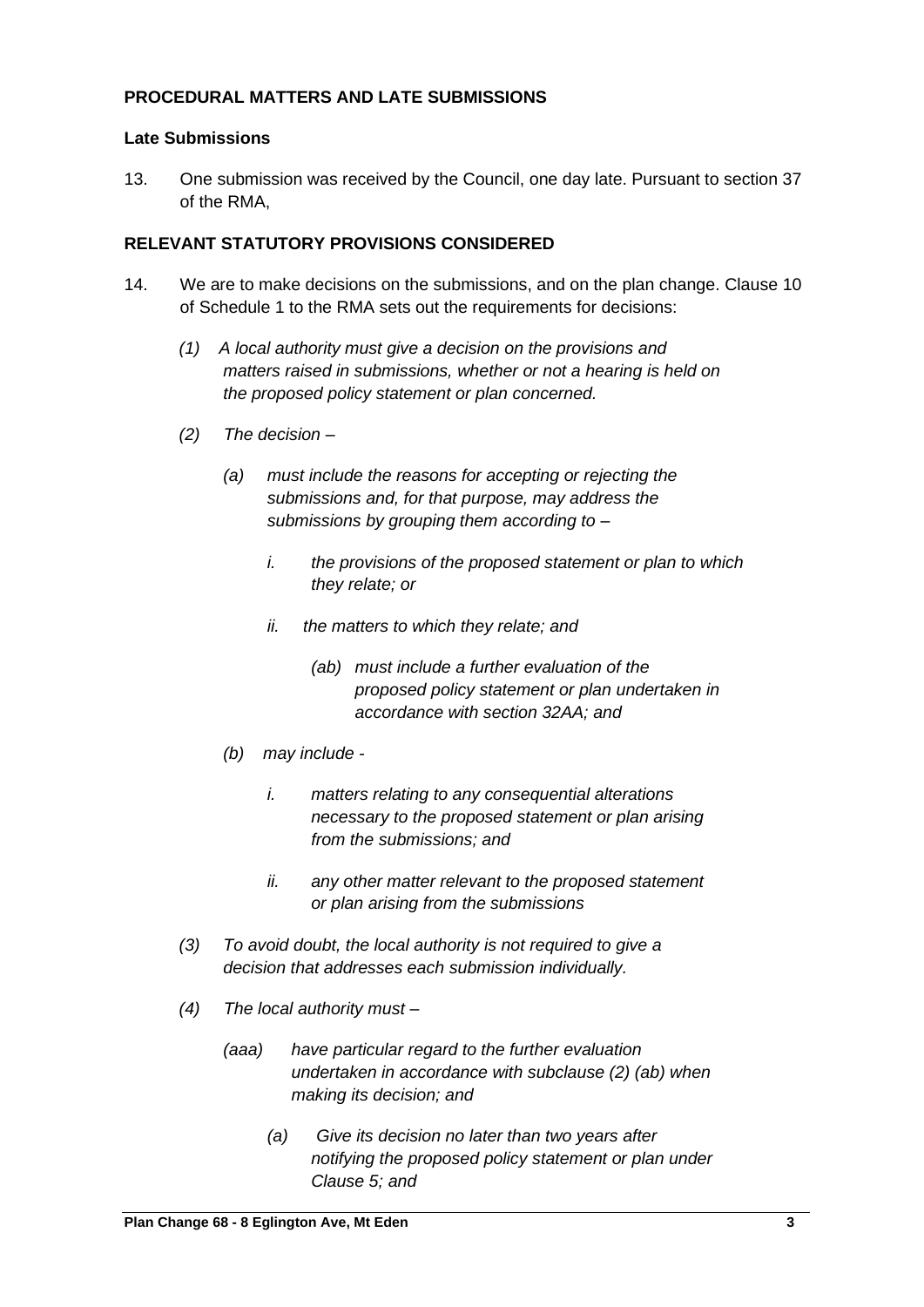**PROCEDURAL MATTERS AND LATE SUBMISSIONS**

**Late Submissions**

13. One submission was received by the Council, one day late. Pursuant to section 37 of the RMA,

**RELEVANT STATUTORY PROVISIONS CONSIDERED**

14. We are to make decisions on the submissions, and on the plan change. Clause 10 of Schedule 1 to the RMA sets out the requirements for decisions:

    *(1) A local authority must give a decision on the provisions and matters raised in submissions, whether or not a hearing is held on the proposed policy statement or plan concerned.*

    *(2) The decision –*

    *(a) must include the reasons for accepting or rejecting the submissions and, for that purpose, may address the submissions by grouping them according to –*

    *i. the provisions of the proposed statement or plan to which they relate; or*

    *ii. the matters to which they relate; and*

    *(ab) must include a further evaluation of the proposed policy statement or plan undertaken in accordance with section 32AA; and*

    *(b) may include -*

    *i. matters relating to any consequential alterations necessary to the proposed statement or plan arising from the submissions; and*

    *ii. any other matter relevant to the proposed statement or plan arising from the submissions*

    *(3) To avoid doubt, the local authority is not required to give a decision that addresses each submission individually.*

    *(4) The local authority must –*

    *(aaa) have particular regard to the further evaluation undertaken in accordance with subclause (2) (ab) when making its decision; and*

    *(a) Give its decision no later than two years after notifying the proposed policy statement or plan under Clause 5; and*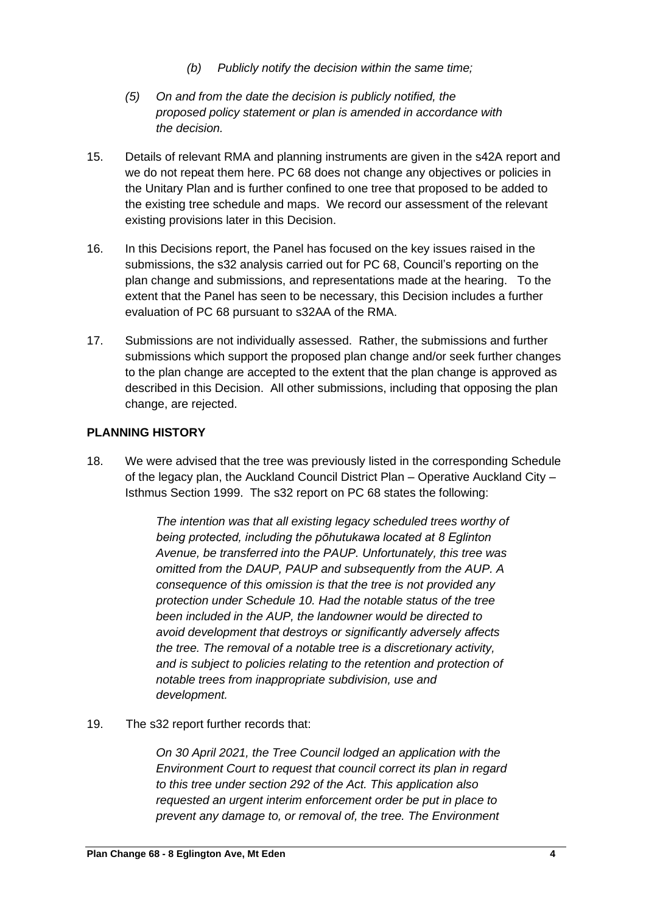> *(b) Publicly notify the decision within the same time;*

*(5) On and from the date the decision is publicly notified, the proposed policy statement or plan is amended in accordance with the decision.*

15. Details of relevant RMA and planning instruments are given in the s42A report and we do not repeat them here. PC 68 does not change any objectives or policies in the Unitary Plan and is further confined to one tree that proposed to be added to the existing tree schedule and maps. We record our assessment of the relevant existing provisions later in this Decision.

16. In this Decisions report, the Panel has focused on the key issues raised in the submissions, the s32 analysis carried out for PC 68, Council's reporting on the plan change and submissions, and representations made at the hearing. To the extent that the Panel has seen to be necessary, this Decision includes a further evaluation of PC 68 pursuant to s32AA of the RMA.

17. Submissions are not individually assessed. Rather, the submissions and further submissions which support the proposed plan change and/or seek further changes to the plan change are accepted to the extent that the plan change is approved as described in this Decision. All other submissions, including that opposing the plan change, are rejected.

## PLANNING HISTORY

18. We were advised that the tree was previously listed in the corresponding Schedule of the legacy plan, the Auckland Council District Plan – Operative Auckland City – Isthmus Section 1999. The s32 report on PC 68 states the following:

> *The intention was that all existing legacy scheduled trees worthy of being protected, including the pōhutukawa located at 8 Eglinton Avenue, be transferred into the PAUP. Unfortunately, this tree was omitted from the DAUP, PAUP and subsequently from the AUP. A consequence of this omission is that the tree is not provided any protection under Schedule 10. Had the notable status of the tree been included in the AUP, the landowner would be directed to avoid development that destroys or significantly adversely affects the tree. The removal of a notable tree is a discretionary activity, and is subject to policies relating to the retention and protection of notable trees from inappropriate subdivision, use and development.*

19. The s32 report further records that:

> *On 30 April 2021, the Tree Council lodged an application with the Environment Court to request that council correct its plan in regard to this tree under section 292 of the Act. This application also requested an urgent interim enforcement order be put in place to prevent any damage to, or removal of, the tree. The Environment*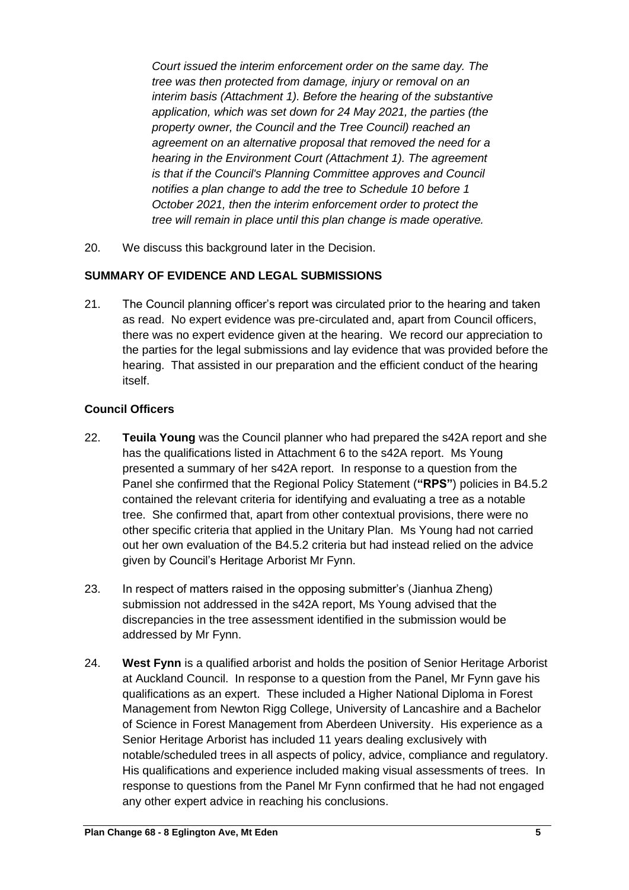*Court issued the interim enforcement order on the same day. The tree was then protected from damage, injury or removal on an interim basis (Attachment 1). Before the hearing of the substantive application, which was set down for 24 May 2021, the parties (the property owner, the Council and the Tree Council) reached an agreement on an alternative proposal that removed the need for a hearing in the Environment Court (Attachment 1). The agreement is that if the Council's Planning Committee approves and Council notifies a plan change to add the tree to Schedule 10 before 1 October 2021, then the interim enforcement order to protect the tree will remain in place until this plan change is made operative.*

20. We discuss this background later in the Decision.

## SUMMARY OF EVIDENCE AND LEGAL SUBMISSIONS

21. The Council planning officer's report was circulated prior to the hearing and taken as read. No expert evidence was pre-circulated and, apart from Council officers, there was no expert evidence given at the hearing. We record our appreciation to the parties for the legal submissions and lay evidence that was provided before the hearing. That assisted in our preparation and the efficient conduct of the hearing itself.

### Council Officers

22. **Teuila Young** was the Council planner who had prepared the s42A report and she has the qualifications listed in Attachment 6 to the s42A report. Ms Young presented a summary of her s42A report. In response to a question from the Panel she confirmed that the Regional Policy Statement (**"RPS"**) policies in B4.5.2 contained the relevant criteria for identifying and evaluating a tree as a notable tree. She confirmed that, apart from other contextual provisions, there were no other specific criteria that applied in the Unitary Plan. Ms Young had not carried out her own evaluation of the B4.5.2 criteria but had instead relied on the advice given by Council's Heritage Arborist Mr Fynn.

23. In respect of matters raised in the opposing submitter's (Jianhua Zheng) submission not addressed in the s42A report, Ms Young advised that the discrepancies in the tree assessment identified in the submission would be addressed by Mr Fynn.

24. **West Fynn** is a qualified arborist and holds the position of Senior Heritage Arborist at Auckland Council. In response to a question from the Panel, Mr Fynn gave his qualifications as an expert. These included a Higher National Diploma in Forest Management from Newton Rigg College, University of Lancashire and a Bachelor of Science in Forest Management from Aberdeen University. His experience as a Senior Heritage Arborist has included 11 years dealing exclusively with notable/scheduled trees in all aspects of policy, advice, compliance and regulatory. His qualifications and experience included making visual assessments of trees. In response to questions from the Panel Mr Fynn confirmed that he had not engaged any other expert advice in reaching his conclusions.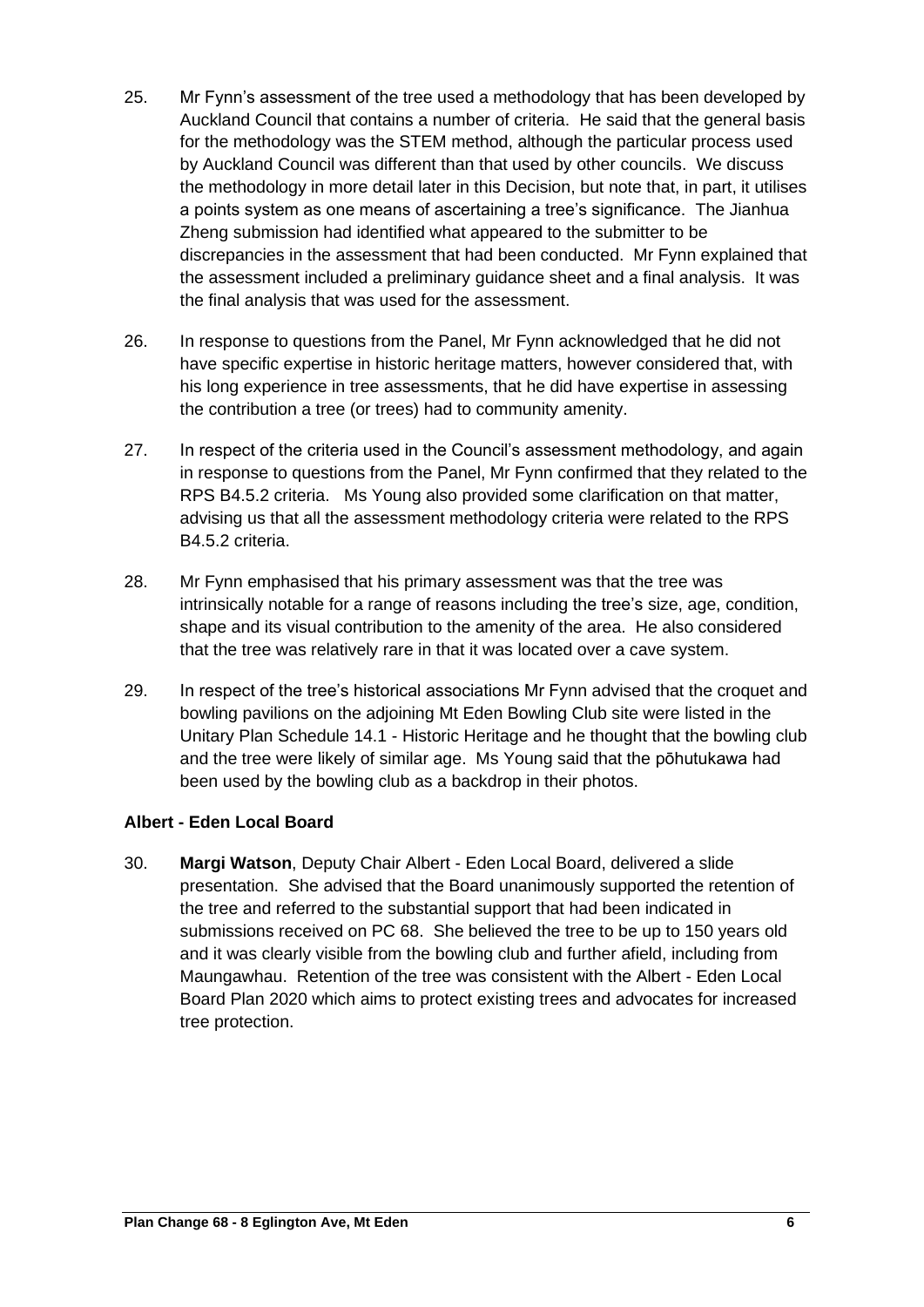25. Mr Fynn's assessment of the tree used a methodology that has been developed by Auckland Council that contains a number of criteria. He said that the general basis for the methodology was the STEM method, although the particular process used by Auckland Council was different than that used by other councils. We discuss the methodology in more detail later in this Decision, but note that, in part, it utilises a points system as one means of ascertaining a tree's significance. The Jianhua Zheng submission had identified what appeared to the submitter to be discrepancies in the assessment that had been conducted. Mr Fynn explained that the assessment included a preliminary guidance sheet and a final analysis. It was the final analysis that was used for the assessment.

26. In response to questions from the Panel, Mr Fynn acknowledged that he did not have specific expertise in historic heritage matters, however considered that, with his long experience in tree assessments, that he did have expertise in assessing the contribution a tree (or trees) had to community amenity.

27. In respect of the criteria used in the Council's assessment methodology, and again in response to questions from the Panel, Mr Fynn confirmed that they related to the RPS B4.5.2 criteria. Ms Young also provided some clarification on that matter, advising us that all the assessment methodology criteria were related to the RPS B4.5.2 criteria.

28. Mr Fynn emphasised that his primary assessment was that the tree was intrinsically notable for a range of reasons including the tree's size, age, condition, shape and its visual contribution to the amenity of the area. He also considered that the tree was relatively rare in that it was located over a cave system.

29. In respect of the tree's historical associations Mr Fynn advised that the croquet and bowling pavilions on the adjoining Mt Eden Bowling Club site were listed in the Unitary Plan Schedule 14.1 - Historic Heritage and he thought that the bowling club and the tree were likely of similar age. Ms Young said that the pōhutukawa had been used by the bowling club as a backdrop in their photos.

### Albert - Eden Local Board

30. **Margi Watson**, Deputy Chair Albert - Eden Local Board, delivered a slide presentation. She advised that the Board unanimously supported the retention of the tree and referred to the substantial support that had been indicated in submissions received on PC 68. She believed the tree to be up to 150 years old and it was clearly visible from the bowling club and further afield, including from Maungawhau. Retention of the tree was consistent with the Albert - Eden Local Board Plan 2020 which aims to protect existing trees and advocates for increased tree protection.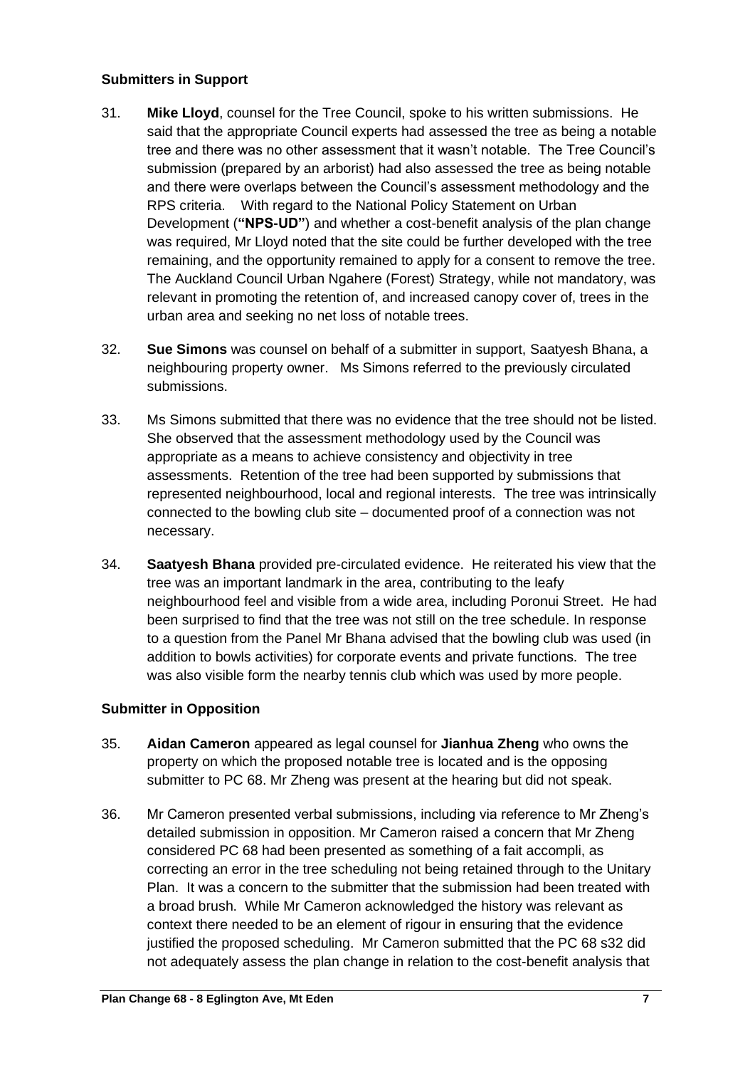### Submitters in Support

31. **Mike Lloyd**, counsel for the Tree Council, spoke to his written submissions. He said that the appropriate Council experts had assessed the tree as being a notable tree and there was no other assessment that it wasn't notable. The Tree Council's submission (prepared by an arborist) had also assessed the tree as being notable and there were overlaps between the Council's assessment methodology and the RPS criteria. With regard to the National Policy Statement on Urban Development (**"NPS-UD"**) and whether a cost-benefit analysis of the plan change was required, Mr Lloyd noted that the site could be further developed with the tree remaining, and the opportunity remained to apply for a consent to remove the tree. The Auckland Council Urban Ngahere (Forest) Strategy, while not mandatory, was relevant in promoting the retention of, and increased canopy cover of, trees in the urban area and seeking no net loss of notable trees.

32. **Sue Simons** was counsel on behalf of a submitter in support, Saatyesh Bhana, a neighbouring property owner. Ms Simons referred to the previously circulated submissions.

33. Ms Simons submitted that there was no evidence that the tree should not be listed. She observed that the assessment methodology used by the Council was appropriate as a means to achieve consistency and objectivity in tree assessments. Retention of the tree had been supported by submissions that represented neighbourhood, local and regional interests. The tree was intrinsically connected to the bowling club site – documented proof of a connection was not necessary.

34. **Saatyesh Bhana** provided pre-circulated evidence. He reiterated his view that the tree was an important landmark in the area, contributing to the leafy neighbourhood feel and visible from a wide area, including Poronui Street. He had been surprised to find that the tree was not still on the tree schedule. In response to a question from the Panel Mr Bhana advised that the bowling club was used (in addition to bowls activities) for corporate events and private functions. The tree was also visible form the nearby tennis club which was used by more people.

### Submitter in Opposition

35. **Aidan Cameron** appeared as legal counsel for **Jianhua Zheng** who owns the property on which the proposed notable tree is located and is the opposing submitter to PC 68. Mr Zheng was present at the hearing but did not speak.

36. Mr Cameron presented verbal submissions, including via reference to Mr Zheng's detailed submission in opposition. Mr Cameron raised a concern that Mr Zheng considered PC 68 had been presented as something of a fait accompli, as correcting an error in the tree scheduling not being retained through to the Unitary Plan. It was a concern to the submitter that the submission had been treated with a broad brush. While Mr Cameron acknowledged the history was relevant as context there needed to be an element of rigour in ensuring that the evidence justified the proposed scheduling. Mr Cameron submitted that the PC 68 s32 did not adequately assess the plan change in relation to the cost-benefit analysis that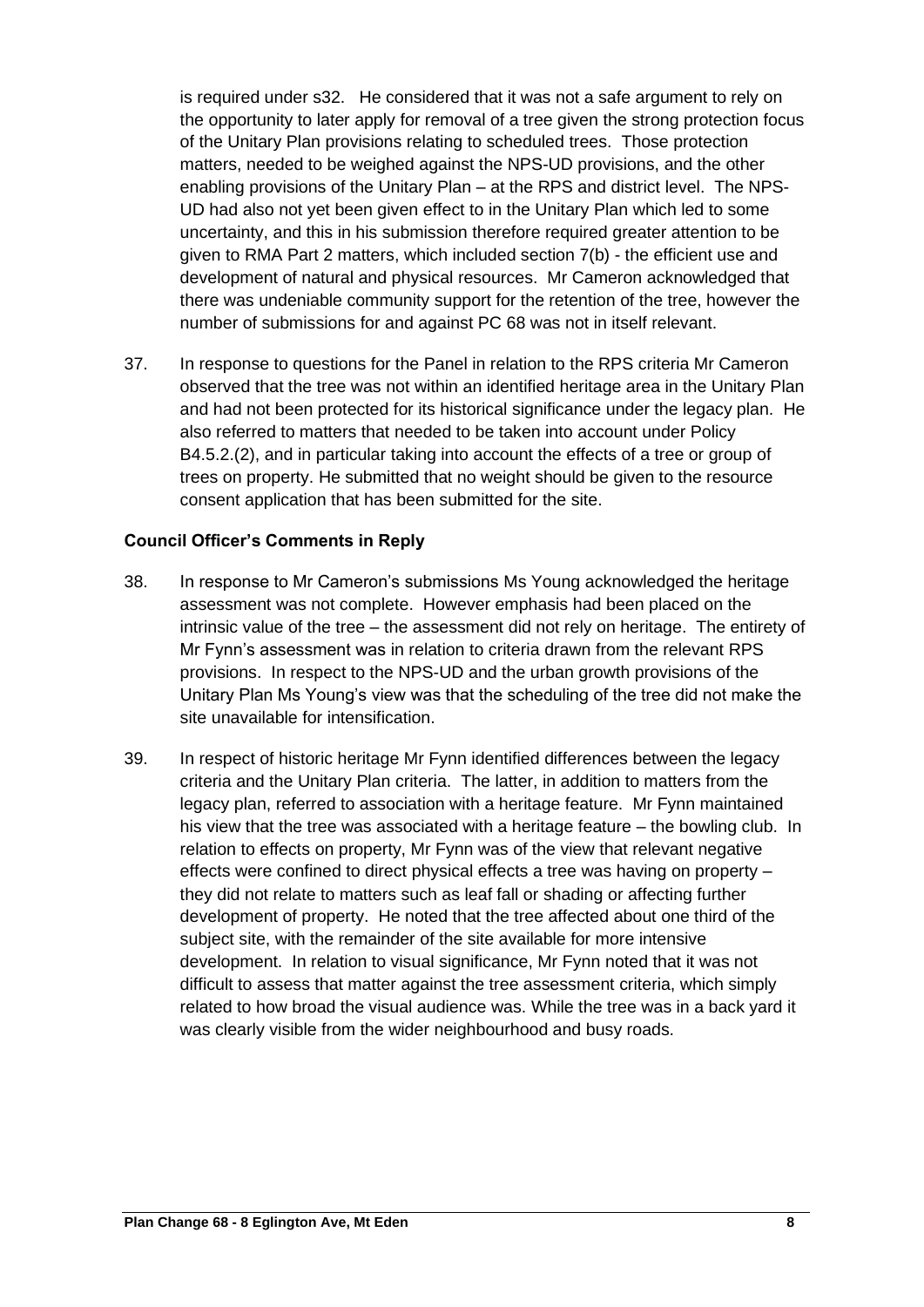is required under s32. He considered that it was not a safe argument to rely on the opportunity to later apply for removal of a tree given the strong protection focus of the Unitary Plan provisions relating to scheduled trees. Those protection matters, needed to be weighed against the NPS-UD provisions, and the other enabling provisions of the Unitary Plan – at the RPS and district level. The NPS-UD had also not yet been given effect to in the Unitary Plan which led to some uncertainty, and this in his submission therefore required greater attention to be given to RMA Part 2 matters, which included section 7(b) - the efficient use and development of natural and physical resources. Mr Cameron acknowledged that there was undeniable community support for the retention of the tree, however the number of submissions for and against PC 68 was not in itself relevant.

37. In response to questions for the Panel in relation to the RPS criteria Mr Cameron observed that the tree was not within an identified heritage area in the Unitary Plan and had not been protected for its historical significance under the legacy plan. He also referred to matters that needed to be taken into account under Policy B4.5.2.(2), and in particular taking into account the effects of a tree or group of trees on property. He submitted that no weight should be given to the resource consent application that has been submitted for the site.

### Council Officer's Comments in Reply

38. In response to Mr Cameron's submissions Ms Young acknowledged the heritage assessment was not complete. However emphasis had been placed on the intrinsic value of the tree – the assessment did not rely on heritage. The entirety of Mr Fynn's assessment was in relation to criteria drawn from the relevant RPS provisions. In respect to the NPS-UD and the urban growth provisions of the Unitary Plan Ms Young's view was that the scheduling of the tree did not make the site unavailable for intensification.

39. In respect of historic heritage Mr Fynn identified differences between the legacy criteria and the Unitary Plan criteria. The latter, in addition to matters from the legacy plan, referred to association with a heritage feature. Mr Fynn maintained his view that the tree was associated with a heritage feature – the bowling club. In relation to effects on property, Mr Fynn was of the view that relevant negative effects were confined to direct physical effects a tree was having on property – they did not relate to matters such as leaf fall or shading or affecting further development of property. He noted that the tree affected about one third of the subject site, with the remainder of the site available for more intensive development. In relation to visual significance, Mr Fynn noted that it was not difficult to assess that matter against the tree assessment criteria, which simply related to how broad the visual audience was. While the tree was in a back yard it was clearly visible from the wider neighbourhood and busy roads.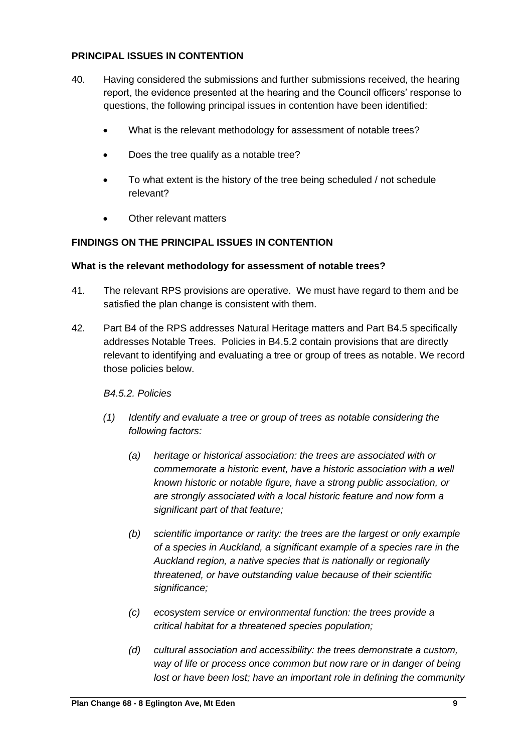## PRINCIPAL ISSUES IN CONTENTION

40. Having considered the submissions and further submissions received, the hearing report, the evidence presented at the hearing and the Council officers' response to questions, the following principal issues in contention have been identified:

    - What is the relevant methodology for assessment of notable trees?
    - Does the tree qualify as a notable tree?
    - To what extent is the history of the tree being scheduled / not schedule relevant?
    - Other relevant matters

## FINDINGS ON THE PRINCIPAL ISSUES IN CONTENTION

### What is the relevant methodology for assessment of notable trees?

41. The relevant RPS provisions are operative. We must have regard to them and be satisfied the plan change is consistent with them.

42. Part B4 of the RPS addresses Natural Heritage matters and Part B4.5 specifically addresses Notable Trees. Policies in B4.5.2 contain provisions that are directly relevant to identifying and evaluating a tree or group of trees as notable. We record those policies below.

    *B4.5.2. Policies*

    *(1) Identify and evaluate a tree or group of trees as notable considering the following factors:*

    *(a) heritage or historical association: the trees are associated with or commemorate a historic event, have a historic association with a well known historic or notable figure, have a strong public association, or are strongly associated with a local historic feature and now form a significant part of that feature;*

    *(b) scientific importance or rarity: the trees are the largest or only example of a species in Auckland, a significant example of a species rare in the Auckland region, a native species that is nationally or regionally threatened, or have outstanding value because of their scientific significance;*

    *(c) ecosystem service or environmental function: the trees provide a critical habitat for a threatened species population;*

    *(d) cultural association and accessibility: the trees demonstrate a custom, way of life or process once common but now rare or in danger of being lost or have been lost; have an important role in defining the community*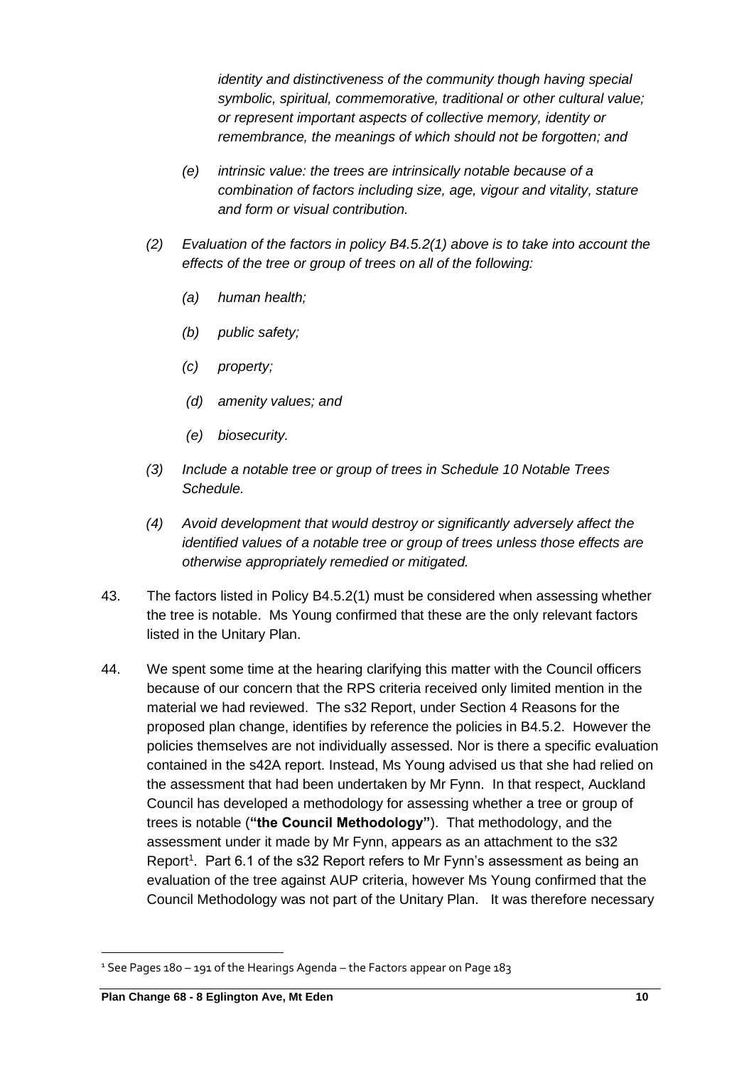*identity and distinctiveness of the community though having special symbolic, spiritual, commemorative, traditional or other cultural value; or represent important aspects of collective memory, identity or remembrance, the meanings of which should not be forgotten; and*

*(e) intrinsic value: the trees are intrinsically notable because of a combination of factors including size, age, vigour and vitality, stature and form or visual contribution.*

*(2) Evaluation of the factors in policy B4.5.2(1) above is to take into account the effects of the tree or group of trees on all of the following:*

*(a) human health;*

*(b) public safety;*

*(c) property;*

*(d) amenity values; and*

*(e) biosecurity.*

*(3) Include a notable tree or group of trees in Schedule 10 Notable Trees Schedule.*

*(4) Avoid development that would destroy or significantly adversely affect the identified values of a notable tree or group of trees unless those effects are otherwise appropriately remedied or mitigated.*

43. The factors listed in Policy B4.5.2(1) must be considered when assessing whether the tree is notable. Ms Young confirmed that these are the only relevant factors listed in the Unitary Plan.

44. We spent some time at the hearing clarifying this matter with the Council officers because of our concern that the RPS criteria received only limited mention in the material we had reviewed. The s32 Report, under Section 4 Reasons for the proposed plan change, identifies by reference the policies in B4.5.2. However the policies themselves are not individually assessed. Nor is there a specific evaluation contained in the s42A report. Instead, Ms Young advised us that she had relied on the assessment that had been undertaken by Mr Fynn. In that respect, Auckland Council has developed a methodology for assessing whether a tree or group of trees is notable (**"the Council Methodology"**). That methodology, and the assessment under it made by Mr Fynn, appears as an attachment to the s32 Report[1]. Part 6.1 of the s32 Report refers to Mr Fynn's assessment as being an evaluation of the tree against AUP criteria, however Ms Young confirmed that the Council Methodology was not part of the Unitary Plan. It was therefore necessary

[1] See Pages 180 – 191 of the Hearings Agenda – the Factors appear on Page 183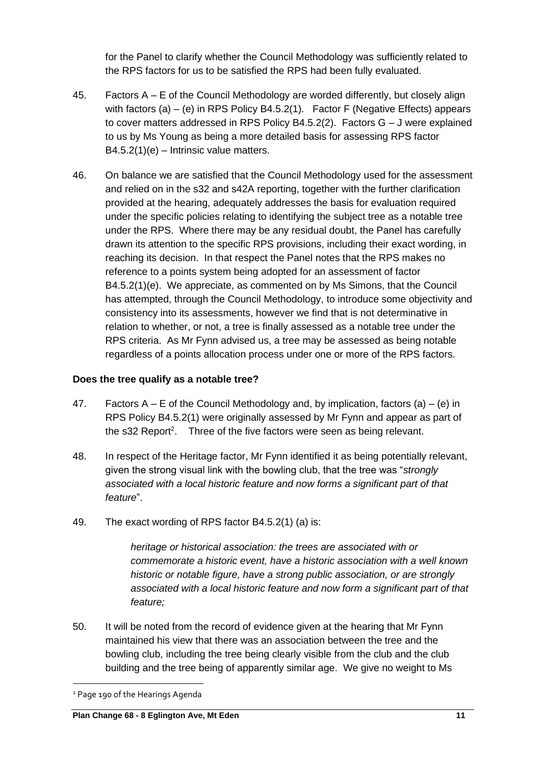for the Panel to clarify whether the Council Methodology was sufficiently related to the RPS factors for us to be satisfied the RPS had been fully evaluated.

45. Factors A – E of the Council Methodology are worded differently, but closely align with factors (a) – (e) in RPS Policy B4.5.2(1). Factor F (Negative Effects) appears to cover matters addressed in RPS Policy B4.5.2(2). Factors G – J were explained to us by Ms Young as being a more detailed basis for assessing RPS factor B4.5.2(1)(e) – Intrinsic value matters.

46. On balance we are satisfied that the Council Methodology used for the assessment and relied on in the s32 and s42A reporting, together with the further clarification provided at the hearing, adequately addresses the basis for evaluation required under the specific policies relating to identifying the subject tree as a notable tree under the RPS. Where there may be any residual doubt, the Panel has carefully drawn its attention to the specific RPS provisions, including their exact wording, in reaching its decision. In that respect the Panel notes that the RPS makes no reference to a points system being adopted for an assessment of factor B4.5.2(1)(e). We appreciate, as commented on by Ms Simons, that the Council has attempted, through the Council Methodology, to introduce some objectivity and consistency into its assessments, however we find that is not determinative in relation to whether, or not, a tree is finally assessed as a notable tree under the RPS criteria. As Mr Fynn advised us, a tree may be assessed as being notable regardless of a points allocation process under one or more of the RPS factors.

**Does the tree qualify as a notable tree?**

47. Factors A – E of the Council Methodology and, by implication, factors (a) – (e) in RPS Policy B4.5.2(1) were originally assessed by Mr Fynn and appear as part of the s32 Report[2]. Three of the five factors were seen as being relevant.

48. In respect of the Heritage factor, Mr Fynn identified it as being potentially relevant, given the strong visual link with the bowling club, that the tree was "*strongly associated with a local historic feature and now forms a significant part of that feature*".

49. The exact wording of RPS factor B4.5.2(1) (a) is:

> *heritage or historical association: the trees are associated with or commemorate a historic event, have a historic association with a well known historic or notable figure, have a strong public association, or are strongly associated with a local historic feature and now form a significant part of that feature;*

50. It will be noted from the record of evidence given at the hearing that Mr Fynn maintained his view that there was an association between the tree and the bowling club, including the tree being clearly visible from the club and the club building and the tree being of apparently similar age. We give no weight to Ms

[2] Page 190 of the Hearings Agenda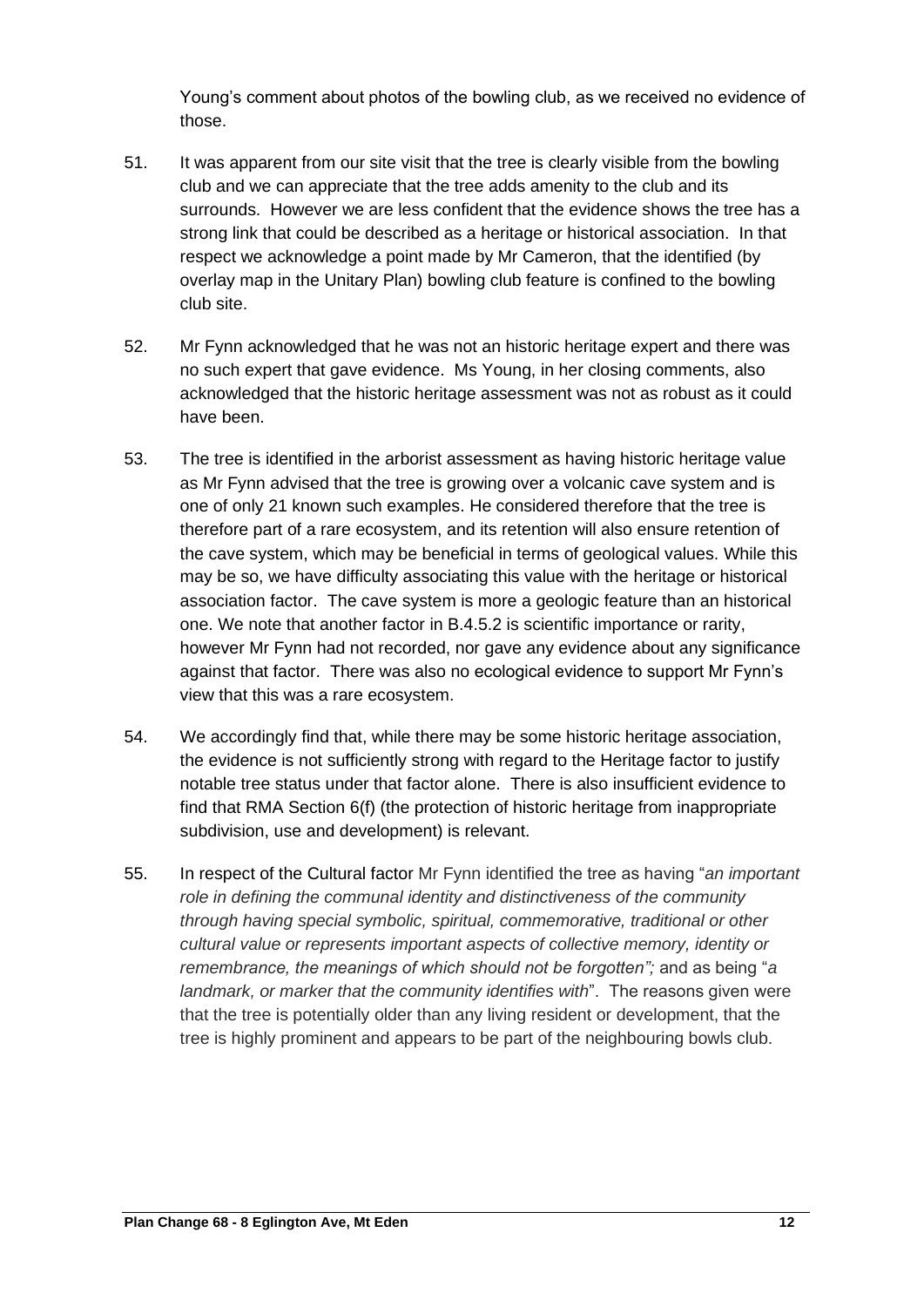Young's comment about photos of the bowling club, as we received no evidence of those.

51. It was apparent from our site visit that the tree is clearly visible from the bowling club and we can appreciate that the tree adds amenity to the club and its surrounds. However we are less confident that the evidence shows the tree has a strong link that could be described as a heritage or historical association. In that respect we acknowledge a point made by Mr Cameron, that the identified (by overlay map in the Unitary Plan) bowling club feature is confined to the bowling club site.

52. Mr Fynn acknowledged that he was not an historic heritage expert and there was no such expert that gave evidence. Ms Young, in her closing comments, also acknowledged that the historic heritage assessment was not as robust as it could have been.

53. The tree is identified in the arborist assessment as having historic heritage value as Mr Fynn advised that the tree is growing over a volcanic cave system and is one of only 21 known such examples. He considered therefore that the tree is therefore part of a rare ecosystem, and its retention will also ensure retention of the cave system, which may be beneficial in terms of geological values. While this may be so, we have difficulty associating this value with the heritage or historical association factor. The cave system is more a geologic feature than an historical one. We note that another factor in B.4.5.2 is scientific importance or rarity, however Mr Fynn had not recorded, nor gave any evidence about any significance against that factor. There was also no ecological evidence to support Mr Fynn's view that this was a rare ecosystem.

54. We accordingly find that, while there may be some historic heritage association, the evidence is not sufficiently strong with regard to the Heritage factor to justify notable tree status under that factor alone. There is also insufficient evidence to find that RMA Section 6(f) (the protection of historic heritage from inappropriate subdivision, use and development) is relevant.

55. In respect of the Cultural factor Mr Fynn identified the tree as having "*an important role in defining the communal identity and distinctiveness of the community through having special symbolic, spiritual, commemorative, traditional or other cultural value or represents important aspects of collective memory, identity or remembrance, the meanings of which should not be forgotten";* and as being "*a landmark, or marker that the community identifies with*". The reasons given were that the tree is potentially older than any living resident or development, that the tree is highly prominent and appears to be part of the neighbouring bowls club.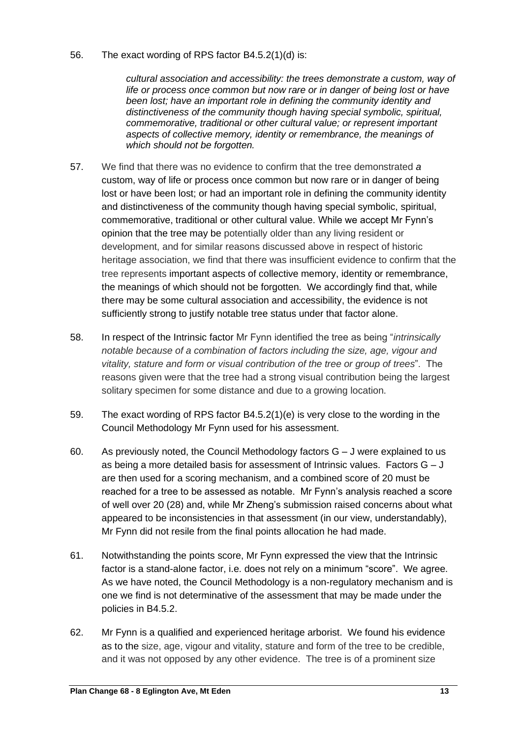56. The exact wording of RPS factor B4.5.2(1)(d) is:

> *cultural association and accessibility: the trees demonstrate a custom, way of life or process once common but now rare or in danger of being lost or have been lost; have an important role in defining the community identity and distinctiveness of the community though having special symbolic, spiritual, commemorative, traditional or other cultural value; or represent important aspects of collective memory, identity or remembrance, the meanings of which should not be forgotten.*

57. We find that there was no evidence to confirm that the tree demonstrated *a* custom, way of life or process once common but now rare or in danger of being lost or have been lost; or had an important role in defining the community identity and distinctiveness of the community though having special symbolic, spiritual, commemorative, traditional or other cultural value. While we accept Mr Fynn's opinion that the tree may be potentially older than any living resident or development, and for similar reasons discussed above in respect of historic heritage association, we find that there was insufficient evidence to confirm that the tree represents important aspects of collective memory, identity or remembrance, the meanings of which should not be forgotten. We accordingly find that, while there may be some cultural association and accessibility, the evidence is not sufficiently strong to justify notable tree status under that factor alone.

58. In respect of the Intrinsic factor Mr Fynn identified the tree as being "*intrinsically notable because of a combination of factors including the size, age, vigour and vitality, stature and form or visual contribution of the tree or group of trees*". The reasons given were that the tree had a strong visual contribution being the largest solitary specimen for some distance and due to a growing location.

59. The exact wording of RPS factor B4.5.2(1)(e) is very close to the wording in the Council Methodology Mr Fynn used for his assessment.

60. As previously noted, the Council Methodology factors G – J were explained to us as being a more detailed basis for assessment of Intrinsic values. Factors G – J are then used for a scoring mechanism, and a combined score of 20 must be reached for a tree to be assessed as notable. Mr Fynn's analysis reached a score of well over 20 (28) and, while Mr Zheng's submission raised concerns about what appeared to be inconsistencies in that assessment (in our view, understandably), Mr Fynn did not resile from the final points allocation he had made.

61. Notwithstanding the points score, Mr Fynn expressed the view that the Intrinsic factor is a stand-alone factor, i.e. does not rely on a minimum "score". We agree. As we have noted, the Council Methodology is a non-regulatory mechanism and is one we find is not determinative of the assessment that may be made under the policies in B4.5.2.

62. Mr Fynn is a qualified and experienced heritage arborist. We found his evidence as to the size, age, vigour and vitality, stature and form of the tree to be credible, and it was not opposed by any other evidence. The tree is of a prominent size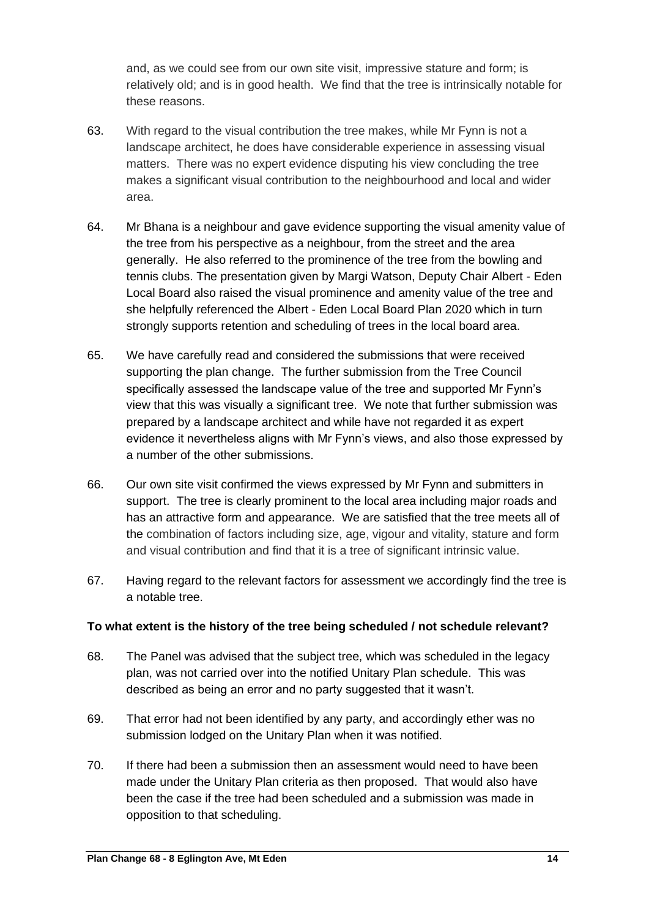and, as we could see from our own site visit, impressive stature and form; is relatively old; and is in good health. We find that the tree is intrinsically notable for these reasons.

63. With regard to the visual contribution the tree makes, while Mr Fynn is not a landscape architect, he does have considerable experience in assessing visual matters. There was no expert evidence disputing his view concluding the tree makes a significant visual contribution to the neighbourhood and local and wider area.

64. Mr Bhana is a neighbour and gave evidence supporting the visual amenity value of the tree from his perspective as a neighbour, from the street and the area generally. He also referred to the prominence of the tree from the bowling and tennis clubs. The presentation given by Margi Watson, Deputy Chair Albert - Eden Local Board also raised the visual prominence and amenity value of the tree and she helpfully referenced the Albert - Eden Local Board Plan 2020 which in turn strongly supports retention and scheduling of trees in the local board area.

65. We have carefully read and considered the submissions that were received supporting the plan change. The further submission from the Tree Council specifically assessed the landscape value of the tree and supported Mr Fynn's view that this was visually a significant tree. We note that further submission was prepared by a landscape architect and while have not regarded it as expert evidence it nevertheless aligns with Mr Fynn's views, and also those expressed by a number of the other submissions.

66. Our own site visit confirmed the views expressed by Mr Fynn and submitters in support. The tree is clearly prominent to the local area including major roads and has an attractive form and appearance. We are satisfied that the tree meets all of the combination of factors including size, age, vigour and vitality, stature and form and visual contribution and find that it is a tree of significant intrinsic value.

67. Having regard to the relevant factors for assessment we accordingly find the tree is a notable tree.

**To what extent is the history of the tree being scheduled / not schedule relevant?**

68. The Panel was advised that the subject tree, which was scheduled in the legacy plan, was not carried over into the notified Unitary Plan schedule. This was described as being an error and no party suggested that it wasn't.

69. That error had not been identified by any party, and accordingly ether was no submission lodged on the Unitary Plan when it was notified.

70. If there had been a submission then an assessment would need to have been made under the Unitary Plan criteria as then proposed. That would also have been the case if the tree had been scheduled and a submission was made in opposition to that scheduling.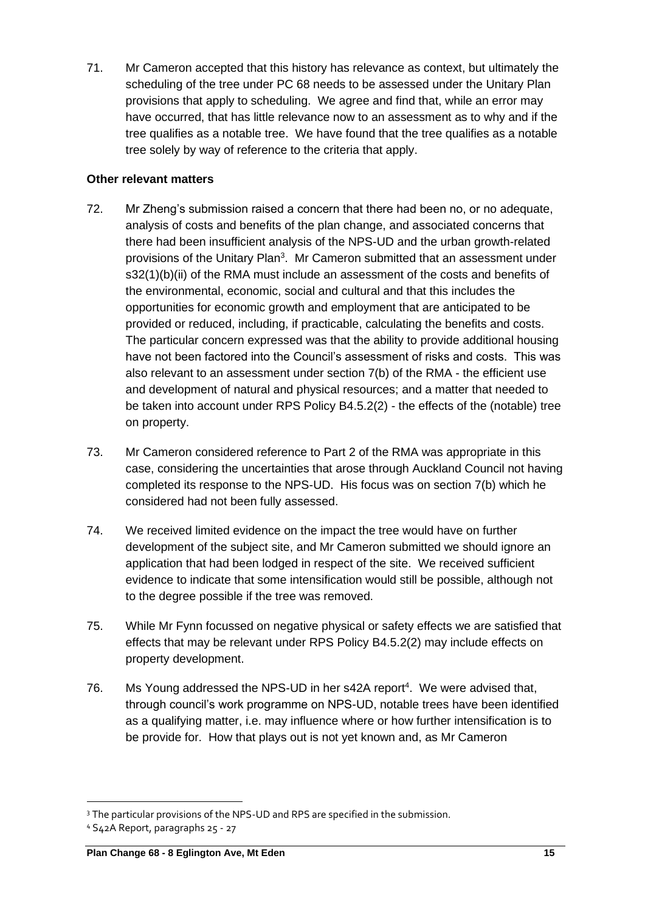71. Mr Cameron accepted that this history has relevance as context, but ultimately the scheduling of the tree under PC 68 needs to be assessed under the Unitary Plan provisions that apply to scheduling. We agree and find that, while an error may have occurred, that has little relevance now to an assessment as to why and if the tree qualifies as a notable tree. We have found that the tree qualifies as a notable tree solely by way of reference to the criteria that apply.

**Other relevant matters**

72. Mr Zheng's submission raised a concern that there had been no, or no adequate, analysis of costs and benefits of the plan change, and associated concerns that there had been insufficient analysis of the NPS-UD and the urban growth-related provisions of the Unitary Plan[3]. Mr Cameron submitted that an assessment under s32(1)(b)(ii) of the RMA must include an assessment of the costs and benefits of the environmental, economic, social and cultural and that this includes the opportunities for economic growth and employment that are anticipated to be provided or reduced, including, if practicable, calculating the benefits and costs. The particular concern expressed was that the ability to provide additional housing have not been factored into the Council's assessment of risks and costs. This was also relevant to an assessment under section 7(b) of the RMA - the efficient use and development of natural and physical resources; and a matter that needed to be taken into account under RPS Policy B4.5.2(2) - the effects of the (notable) tree on property.

73. Mr Cameron considered reference to Part 2 of the RMA was appropriate in this case, considering the uncertainties that arose through Auckland Council not having completed its response to the NPS-UD. His focus was on section 7(b) which he considered had not been fully assessed.

74. We received limited evidence on the impact the tree would have on further development of the subject site, and Mr Cameron submitted we should ignore an application that had been lodged in respect of the site. We received sufficient evidence to indicate that some intensification would still be possible, although not to the degree possible if the tree was removed.

75. While Mr Fynn focussed on negative physical or safety effects we are satisfied that effects that may be relevant under RPS Policy B4.5.2(2) may include effects on property development.

76. Ms Young addressed the NPS-UD in her s42A report[4]. We were advised that, through council's work programme on NPS-UD, notable trees have been identified as a qualifying matter, i.e. may influence where or how further intensification is to be provide for. How that plays out is not yet known and, as Mr Cameron

---

[3] The particular provisions of the NPS-UD and RPS are specified in the submission.

[4] S42A Report, paragraphs 25 - 27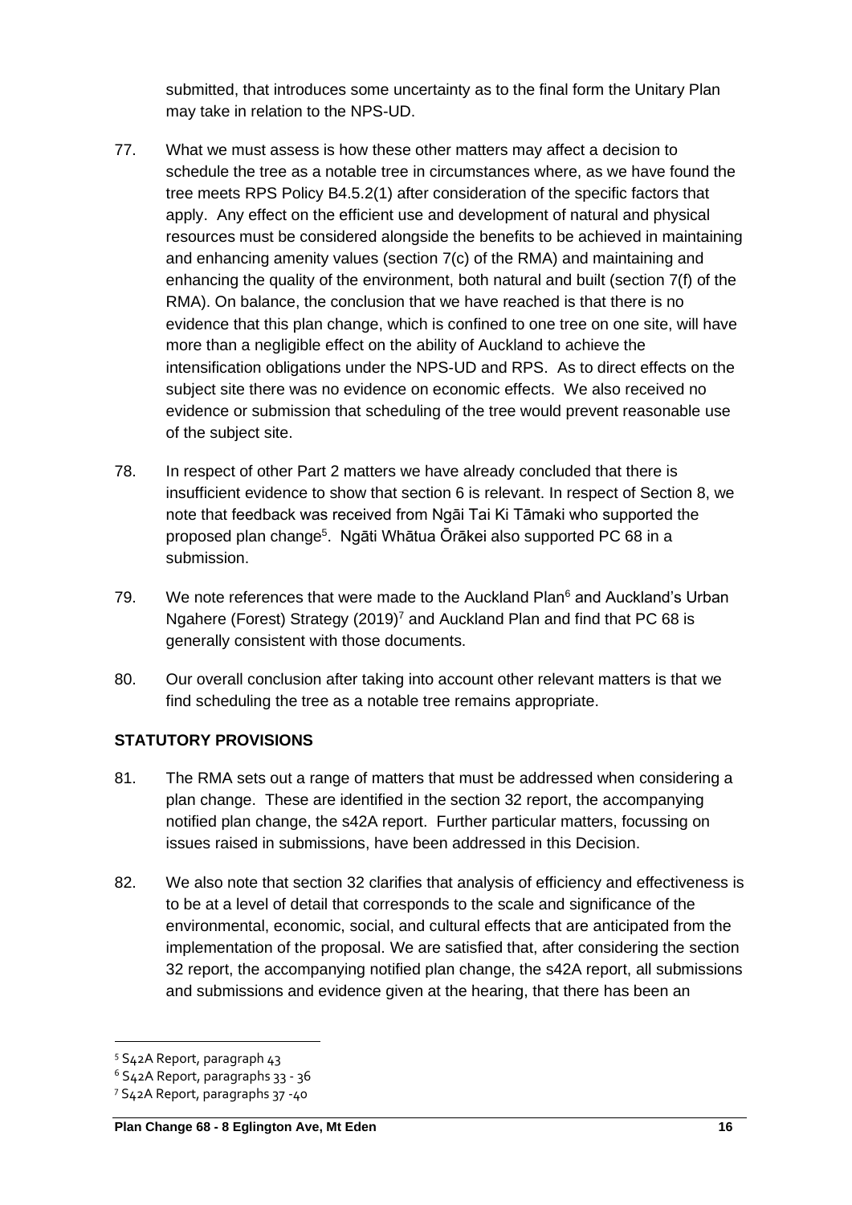submitted, that introduces some uncertainty as to the final form the Unitary Plan may take in relation to the NPS-UD.

77. What we must assess is how these other matters may affect a decision to schedule the tree as a notable tree in circumstances where, as we have found the tree meets RPS Policy B4.5.2(1) after consideration of the specific factors that apply. Any effect on the efficient use and development of natural and physical resources must be considered alongside the benefits to be achieved in maintaining and enhancing amenity values (section 7(c) of the RMA) and maintaining and enhancing the quality of the environment, both natural and built (section 7(f) of the RMA). On balance, the conclusion that we have reached is that there is no evidence that this plan change, which is confined to one tree on one site, will have more than a negligible effect on the ability of Auckland to achieve the intensification obligations under the NPS-UD and RPS. As to direct effects on the subject site there was no evidence on economic effects. We also received no evidence or submission that scheduling of the tree would prevent reasonable use of the subject site.

78. In respect of other Part 2 matters we have already concluded that there is insufficient evidence to show that section 6 is relevant. In respect of Section 8, we note that feedback was received from Ngāi Tai Ki Tāmaki who supported the proposed plan change[5]. Ngāti Whātua Ōrākei also supported PC 68 in a submission.

79. We note references that were made to the Auckland Plan[6] and Auckland's Urban Ngahere (Forest) Strategy (2019)[7] and Auckland Plan and find that PC 68 is generally consistent with those documents.

80. Our overall conclusion after taking into account other relevant matters is that we find scheduling the tree as a notable tree remains appropriate.

## STATUTORY PROVISIONS

81. The RMA sets out a range of matters that must be addressed when considering a plan change. These are identified in the section 32 report, the accompanying notified plan change, the s42A report. Further particular matters, focussing on issues raised in submissions, have been addressed in this Decision.

82. We also note that section 32 clarifies that analysis of efficiency and effectiveness is to be at a level of detail that corresponds to the scale and significance of the environmental, economic, social, and cultural effects that are anticipated from the implementation of the proposal. We are satisfied that, after considering the section 32 report, the accompanying notified plan change, the s42A report, all submissions and submissions and evidence given at the hearing, that there has been an

---

[5] S42A Report, paragraph 43

[6] S42A Report, paragraphs 33 - 36

[7] S42A Report, paragraphs 37 -40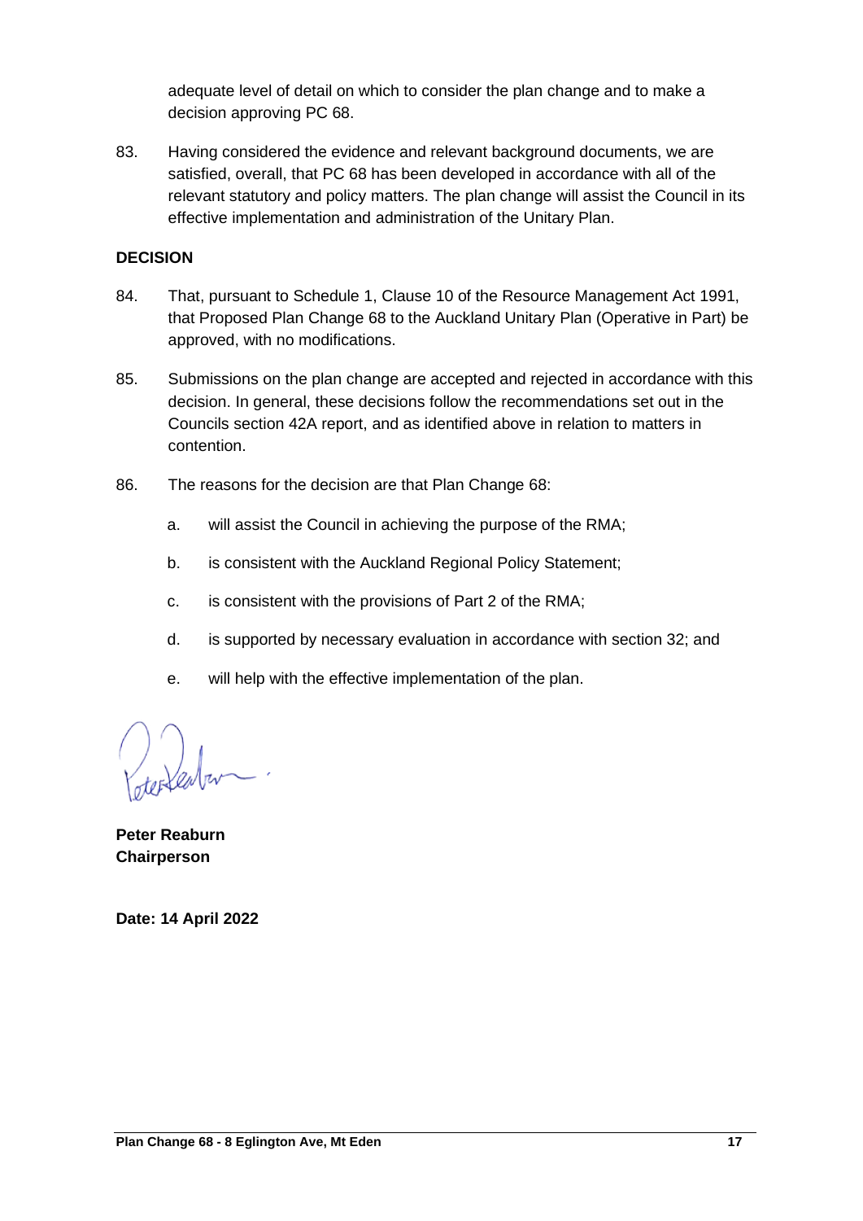adequate level of detail on which to consider the plan change and to make a decision approving PC 68.

83. Having considered the evidence and relevant background documents, we are satisfied, overall, that PC 68 has been developed in accordance with all of the relevant statutory and policy matters. The plan change will assist the Council in its effective implementation and administration of the Unitary Plan.

**DECISION**

84. That, pursuant to Schedule 1, Clause 10 of the Resource Management Act 1991, that Proposed Plan Change 68 to the Auckland Unitary Plan (Operative in Part) be approved, with no modifications.

85. Submissions on the plan change are accepted and rejected in accordance with this decision. In general, these decisions follow the recommendations set out in the Councils section 42A report, and as identified above in relation to matters in contention.

86. The reasons for the decision are that Plan Change 68:

    a. will assist the Council in achieving the purpose of the RMA;

    b. is consistent with the Auckland Regional Policy Statement;

    c. is consistent with the provisions of Part 2 of the RMA;

    d. is supported by necessary evaluation in accordance with section 32; and

    e. will help with the effective implementation of the plan.

**Peter Reaburn**
**Chairperson**

**Date: 14 April 2022**